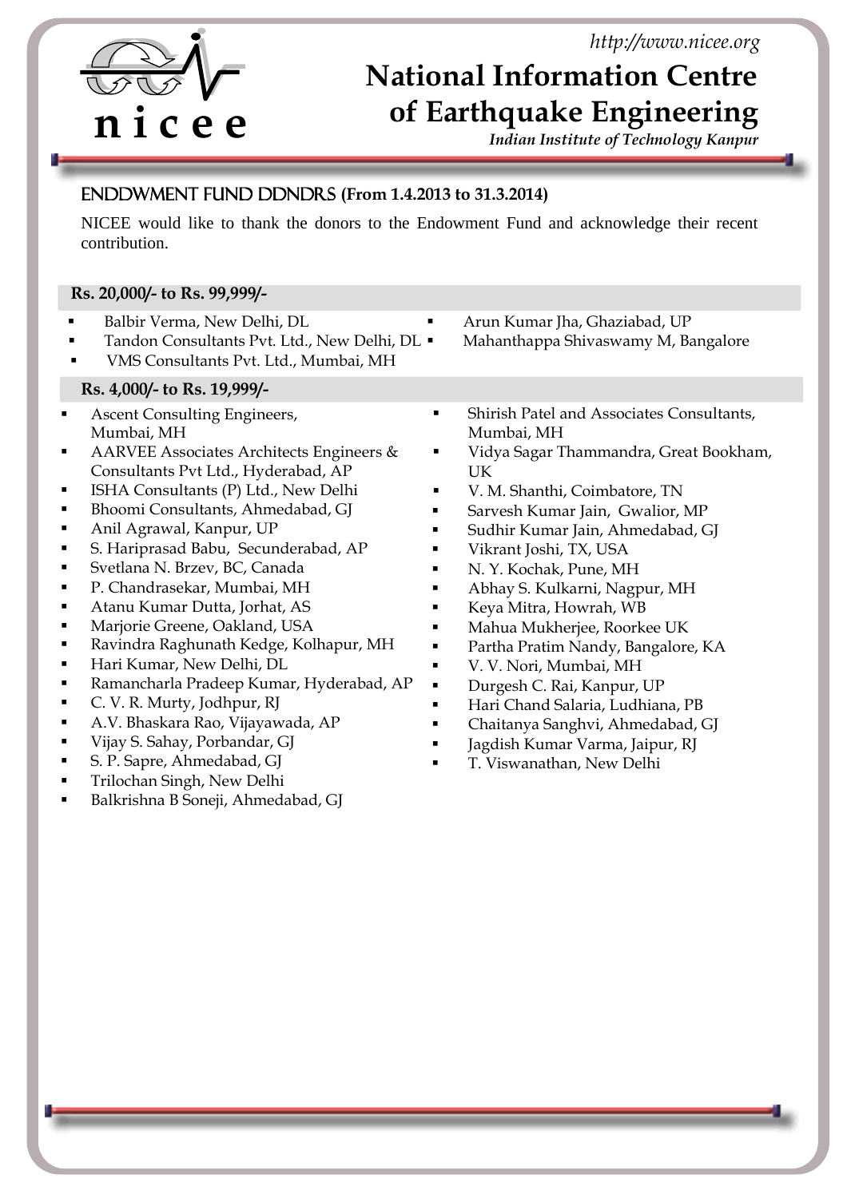http://www.nicee.org

# National Information Centre of Earthquake Engineering

*Indian Institute of Technology Kanpur*

## ENDDWMENT FUND DDNDRS (From 1.4.2013 to 31.3.2014)

NICEE would like to thank the donors to the Endowment Fund and acknowledge their recent contribution.

### Rs. 20,000/- to Rs. 99,999/-

- Balbir Verma, New Delhi, DL
- Tandon Consultants Pvt. Ltd., New Delhi, DL
- VMS Consultants Pvt. Ltd., Mumbai, MH
- Arun Kumar Jha, Ghaziabad, UP
- Mahanthappa Shivaswamy M, Bangalore

### Rs. 4,000/- to Rs. 19,999/-

- Ascent Consulting Engineers, Mumbai, MH
- AARVEE Associates Architects Engineers & Consultants Pvt Ltd., Hyderabad, AP
- ISHA Consultants (P) Ltd., New Delhi
- Bhoomi Consultants, Ahmedabad, GJ
- Anil Agrawal, Kanpur, UP
- S. Hariprasad Babu, Secunderabad, AP
- Svetlana N. Brzev, BC, Canada
- P. Chandrasekar, Mumbai, MH
- Atanu Kumar Dutta, Jorhat, AS
- Marjorie Greene, Oakland, USA
- Ravindra Raghunath Kedge, Kolhapur, MH
- Hari Kumar, New Delhi, DL
- Ramancharla Pradeep Kumar, Hyderabad, AP
- C. V. R. Murty, Jodhpur, RJ
- A.V. Bhaskara Rao, Vijayawada, AP
- Vijay S. Sahay, Porbandar, GJ
- S. P. Sapre, Ahmedabad, GJ
- Trilochan Singh, New Delhi
- Balkrishna B Soneji, Ahmedabad, GJ
- Shirish Patel and Associates Consultants, Mumbai, MH
- Vidya Sagar Thammandra, Great Bookham, UK
- V. M. Shanthi, Coimbatore, TN
- Sarvesh Kumar Jain, Gwalior, MP
- Sudhir Kumar Jain, Ahmedabad, GJ
- Vikrant Joshi, TX, USA
- N. Y. Kochak, Pune, MH
- Abhay S. Kulkarni, Nagpur, MH
- Keya Mitra, Howrah, WB
- Mahua Mukherjee, Roorkee UK
- Partha Pratim Nandy, Bangalore, KA
- V. V. Nori, Mumbai, MH
- Durgesh C. Rai, Kanpur, UP
- Hari Chand Salaria, Ludhiana, PB
- Chaitanya Sanghvi, Ahmedabad, GJ
- Jagdish Kumar Varma, Jaipur, RJ
- T. Viswanathan, New Delhi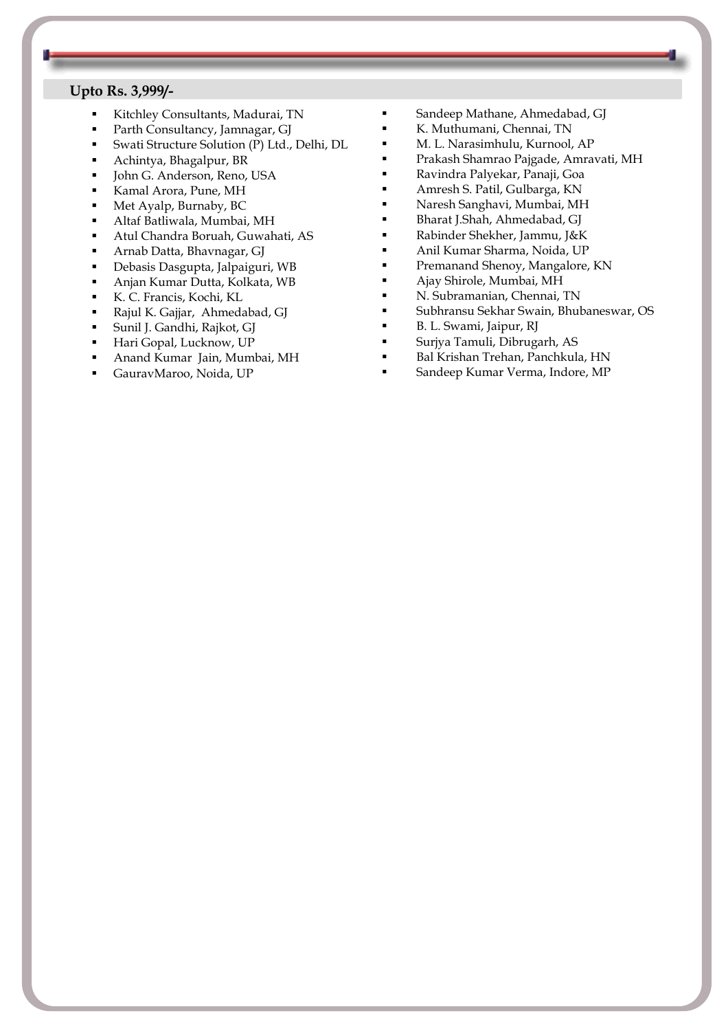## Upto Rs. 3,999/-

- Kitchley Consultants, Madurai, TN
- Parth Consultancy, Jamnagar, GJ
- Swati Structure Solution (P) Ltd., Delhi, DL
- Achintya, Bhagalpur, BR
- John G. Anderson, Reno, USA
- Kamal Arora, Pune, MH
- Met Ayalp, Burnaby, BC
- Altaf Batliwala, Mumbai, MH
- Atul Chandra Boruah, Guwahati, AS
- Arnab Datta, Bhavnagar, GJ
- Debasis Dasgupta, Jalpaiguri, WB
- Anjan Kumar Dutta, Kolkata, WB
- K. C. Francis, Kochi, KL
- Rajul K. Gajjar, Ahmedabad, GJ
- Sunil J. Gandhi, Rajkot, GJ
- Hari Gopal, Lucknow, UP
- Anand Kumar Jain, Mumbai, MH
- GauravMaroo, Noida, UP
- Sandeep Mathane, Ahmedabad, GJ
- K. Muthumani, Chennai, TN
- M. L. Narasimhulu, Kurnool, AP
- Prakash Shamrao Pajgade, Amravati, MH
- Ravindra Palyekar, Panaji, Goa
- Amresh S. Patil, Gulbarga, KN
- Naresh Sanghavi, Mumbai, MH
- Bharat J.Shah, Ahmedabad, GJ
- Rabinder Shekher, Jammu, J&K
- Anil Kumar Sharma, Noida, UP
- Premanand Shenoy, Mangalore, KN
- Ajay Shirole, Mumbai, MH
- N. Subramanian, Chennai, TN
- Subhransu Sekhar Swain, Bhubaneswar, OS
- B. L. Swami, Jaipur, RJ
- Surjya Tamuli, Dibrugarh, AS
- Bal Krishan Trehan, Panchkula, HN
- Sandeep Kumar Verma, Indore, MP